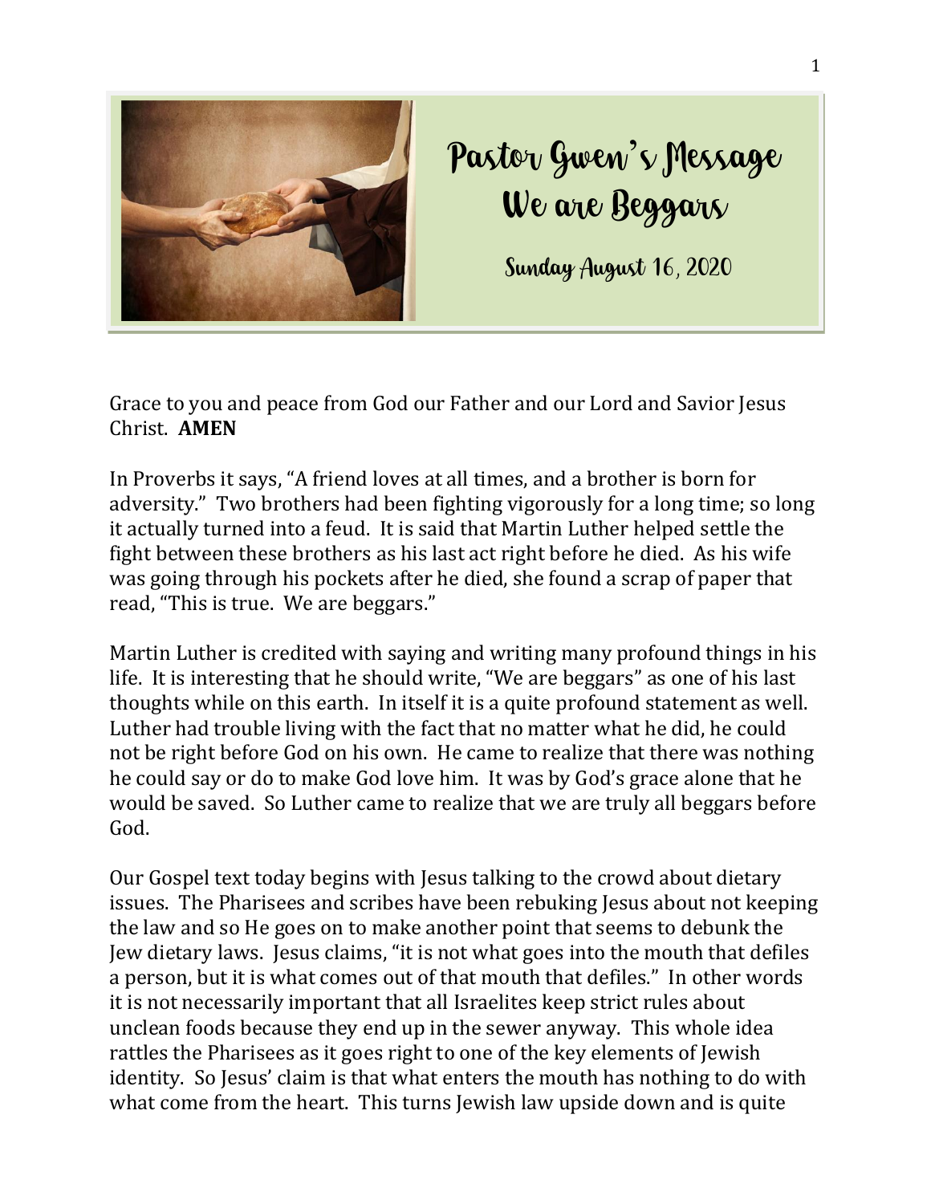# Pastor Gwen's Message
## We are Beggars

**Sunday August 16, 2020**

Grace to you and peace from God our Father and our Lord and Savior Jesus Christ. **AMEN**

In Proverbs it says, "A friend loves at all times, and a brother is born for adversity." Two brothers had been fighting vigorously for a long time; so long it actually turned into a feud. It is said that Martin Luther helped settle the fight between these brothers as his last act right before he died. As his wife was going through his pockets after he died, she found a scrap of paper that read, "This is true. We are beggars."

Martin Luther is credited with saying and writing many profound things in his life. It is interesting that he should write, "We are beggars" as one of his last thoughts while on this earth. In itself it is a quite profound statement as well. Luther had trouble living with the fact that no matter what he did, he could not be right before God on his own. He came to realize that there was nothing he could say or do to make God love him. It was by God's grace alone that he would be saved. So Luther came to realize that we are truly all beggars before God.

Our Gospel text today begins with Jesus talking to the crowd about dietary issues. The Pharisees and scribes have been rebuking Jesus about not keeping the law and so He goes on to make another point that seems to debunk the Jew dietary laws. Jesus claims, "it is not what goes into the mouth that defiles a person, but it is what comes out of that mouth that defiles." In other words it is not necessarily important that all Israelites keep strict rules about unclean foods because they end up in the sewer anyway. This whole idea rattles the Pharisees as it goes right to one of the key elements of Jewish identity. So Jesus' claim is that what enters the mouth has nothing to do with what come from the heart. This turns Jewish law upside down and is quite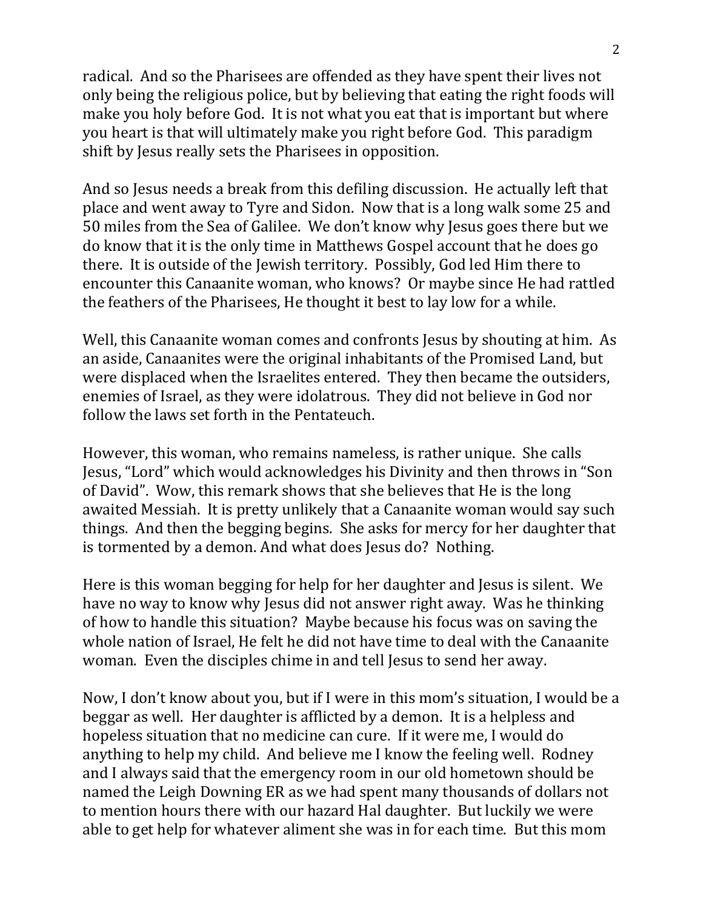radical. And so the Pharisees are offended as they have spent their lives not only being the religious police, but by believing that eating the right foods will make you holy before God. It is not what you eat that is important but where you heart is that will ultimately make you right before God. This paradigm shift by Jesus really sets the Pharisees in opposition.

And so Jesus needs a break from this defiling discussion. He actually left that place and went away to Tyre and Sidon. Now that is a long walk some 25 and 50 miles from the Sea of Galilee. We don't know why Jesus goes there but we do know that it is the only time in Matthews Gospel account that he does go there. It is outside of the Jewish territory. Possibly, God led Him there to encounter this Canaanite woman, who knows? Or maybe since He had rattled the feathers of the Pharisees, He thought it best to lay low for a while.

Well, this Canaanite woman comes and confronts Jesus by shouting at him. As an aside, Canaanites were the original inhabitants of the Promised Land, but were displaced when the Israelites entered. They then became the outsiders, enemies of Israel, as they were idolatrous. They did not believe in God nor follow the laws set forth in the Pentateuch.

However, this woman, who remains nameless, is rather unique. She calls Jesus, "Lord" which would acknowledges his Divinity and then throws in "Son of David". Wow, this remark shows that she believes that He is the long awaited Messiah. It is pretty unlikely that a Canaanite woman would say such things. And then the begging begins. She asks for mercy for her daughter that is tormented by a demon. And what does Jesus do? Nothing.

Here is this woman begging for help for her daughter and Jesus is silent. We have no way to know why Jesus did not answer right away. Was he thinking of how to handle this situation? Maybe because his focus was on saving the whole nation of Israel, He felt he did not have time to deal with the Canaanite woman. Even the disciples chime in and tell Jesus to send her away.

Now, I don't know about you, but if I were in this mom's situation, I would be a beggar as well. Her daughter is afflicted by a demon. It is a helpless and hopeless situation that no medicine can cure. If it were me, I would do anything to help my child. And believe me I know the feeling well. Rodney and I always said that the emergency room in our old hometown should be named the Leigh Downing ER as we had spent many thousands of dollars not to mention hours there with our hazard Hal daughter. But luckily we were able to get help for whatever aliment she was in for each time. But this mom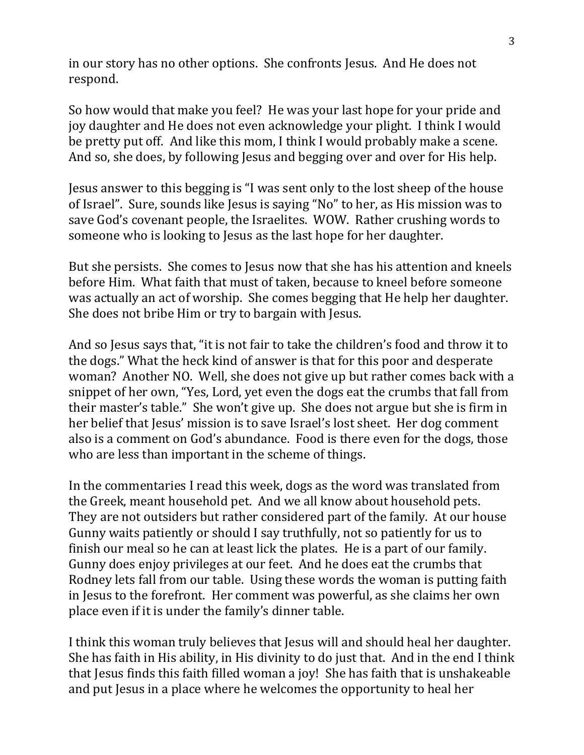in our story has no other options. She confronts Jesus. And He does not respond.

So how would that make you feel? He was your last hope for your pride and joy daughter and He does not even acknowledge your plight. I think I would be pretty put off. And like this mom, I think I would probably make a scene. And so, she does, by following Jesus and begging over and over for His help.

Jesus answer to this begging is "I was sent only to the lost sheep of the house of Israel". Sure, sounds like Jesus is saying "No" to her, as His mission was to save God's covenant people, the Israelites. WOW. Rather crushing words to someone who is looking to Jesus as the last hope for her daughter.

But she persists. She comes to Jesus now that she has his attention and kneels before Him. What faith that must of taken, because to kneel before someone was actually an act of worship. She comes begging that He help her daughter. She does not bribe Him or try to bargain with Jesus.

And so Jesus says that, "it is not fair to take the children's food and throw it to the dogs." What the heck kind of answer is that for this poor and desperate woman? Another NO. Well, she does not give up but rather comes back with a snippet of her own, "Yes, Lord, yet even the dogs eat the crumbs that fall from their master's table." She won't give up. She does not argue but she is firm in her belief that Jesus' mission is to save Israel's lost sheet. Her dog comment also is a comment on God's abundance. Food is there even for the dogs, those who are less than important in the scheme of things.

In the commentaries I read this week, dogs as the word was translated from the Greek, meant household pet. And we all know about household pets. They are not outsiders but rather considered part of the family. At our house Gunny waits patiently or should I say truthfully, not so patiently for us to finish our meal so he can at least lick the plates. He is a part of our family. Gunny does enjoy privileges at our feet. And he does eat the crumbs that Rodney lets fall from our table. Using these words the woman is putting faith in Jesus to the forefront. Her comment was powerful, as she claims her own place even if it is under the family's dinner table.

I think this woman truly believes that Jesus will and should heal her daughter. She has faith in His ability, in His divinity to do just that. And in the end I think that Jesus finds this faith filled woman a joy! She has faith that is unshakeable and put Jesus in a place where he welcomes the opportunity to heal her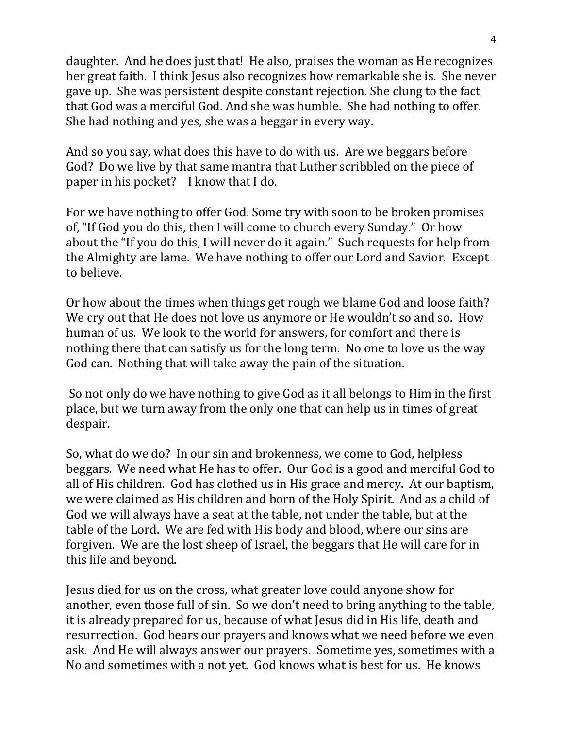daughter. And he does just that! He also, praises the woman as He recognizes her great faith. I think Jesus also recognizes how remarkable she is. She never gave up. She was persistent despite constant rejection. She clung to the fact that God was a merciful God. And she was humble. She had nothing to offer. She had nothing and yes, she was a beggar in every way.

And so you say, what does this have to do with us. Are we beggars before God? Do we live by that same mantra that Luther scribbled on the piece of paper in his pocket? I know that I do.

For we have nothing to offer God. Some try with soon to be broken promises of, "If God you do this, then I will come to church every Sunday." Or how about the "If you do this, I will never do it again." Such requests for help from the Almighty are lame. We have nothing to offer our Lord and Savior. Except to believe.

Or how about the times when things get rough we blame God and loose faith? We cry out that He does not love us anymore or He wouldn't so and so. How human of us. We look to the world for answers, for comfort and there is nothing there that can satisfy us for the long term. No one to love us the way God can. Nothing that will take away the pain of the situation.

So not only do we have nothing to give God as it all belongs to Him in the first place, but we turn away from the only one that can help us in times of great despair.

So, what do we do? In our sin and brokenness, we come to God, helpless beggars. We need what He has to offer. Our God is a good and merciful God to all of His children. God has clothed us in His grace and mercy. At our baptism, we were claimed as His children and born of the Holy Spirit. And as a child of God we will always have a seat at the table, not under the table, but at the table of the Lord. We are fed with His body and blood, where our sins are forgiven. We are the lost sheep of Israel, the beggars that He will care for in this life and beyond.

Jesus died for us on the cross, what greater love could anyone show for another, even those full of sin. So we don't need to bring anything to the table, it is already prepared for us, because of what Jesus did in His life, death and resurrection. God hears our prayers and knows what we need before we even ask. And He will always answer our prayers. Sometime yes, sometimes with a No and sometimes with a not yet. God knows what is best for us. He knows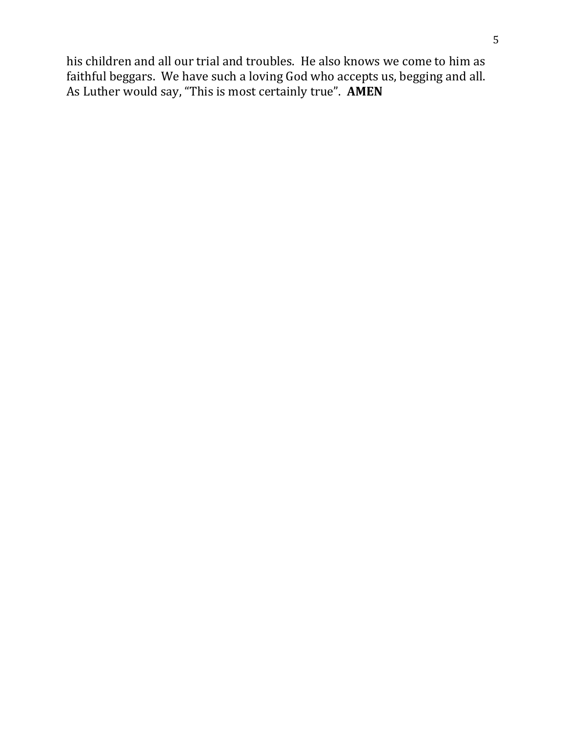his children and all our trial and troubles. He also knows we come to him as faithful beggars. We have such a loving God who accepts us, begging and all. As Luther would say, "This is most certainly true". **AMEN**